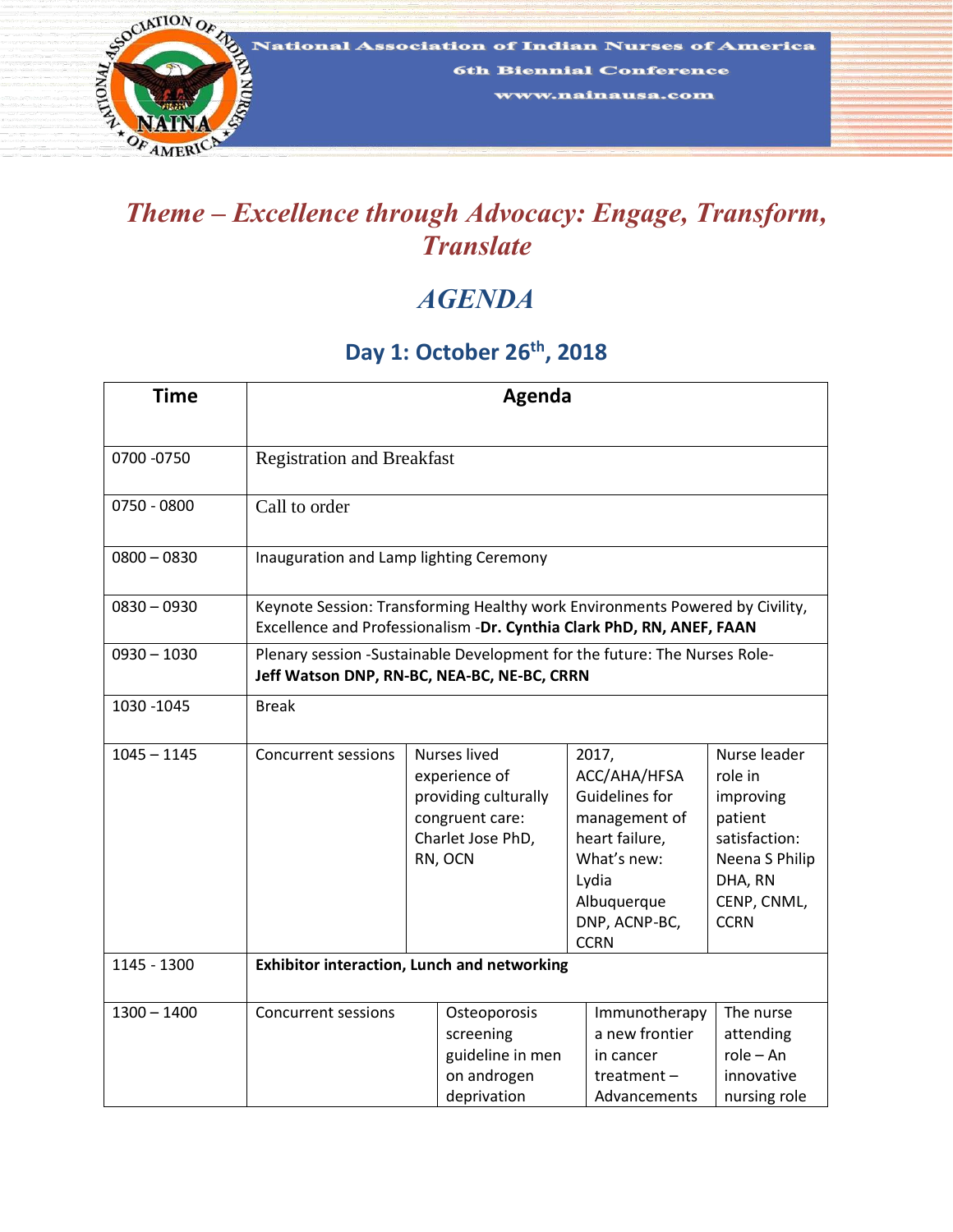National Association of Indian Nurses of America

6th Biennial Conference

www.nainausa.com

# *Theme – Excellence through Advocacy: Engage, Transform, Translate*

# *AGENDA*

## Day 1: October 26th, 2018

| Time | Agenda | | | |
|---|---|---|---|---|
| 0700 -0750 | Registration and Breakfast | | | |
| 0750 - 0800 | Call to order | | | |
| 0800 – 0830 | Inauguration and Lamp lighting Ceremony | | | |
| 0830 – 0930 | Keynote Session: Transforming Healthy work Environments Powered by Civility, Excellence and Professionalism -**Dr. Cynthia Clark PhD, RN, ANEF, FAAN** | | | |
| 0930 – 1030 | Plenary session -Sustainable Development for the future: The Nurses Role- **Jeff Watson DNP, RN-BC, NEA-BC, NE-BC, CRRN** | | | |
| 1030 -1045 | Break | | | |
| 1045 – 1145 | Concurrent sessions | Nurses lived experience of providing culturally congruent care: Charlet Jose PhD, RN, OCN | 2017, ACC/AHA/HFSA Guidelines for management of heart failure, What's new: Lydia Albuquerque DNP, ACNP-BC, CCRN | Nurse leader role in improving patient satisfaction: Neena S Philip DHA, RN CENP, CNML, CCRN |
| 1145 - 1300 | **Exhibitor interaction, Lunch and networking** | | | |
| 1300 – 1400 | Concurrent sessions | Osteoporosis screening guideline in men on androgen deprivation | Immunotherapy a new frontier in cancer treatment – Advancements | The nurse attending role – An innovative nursing role |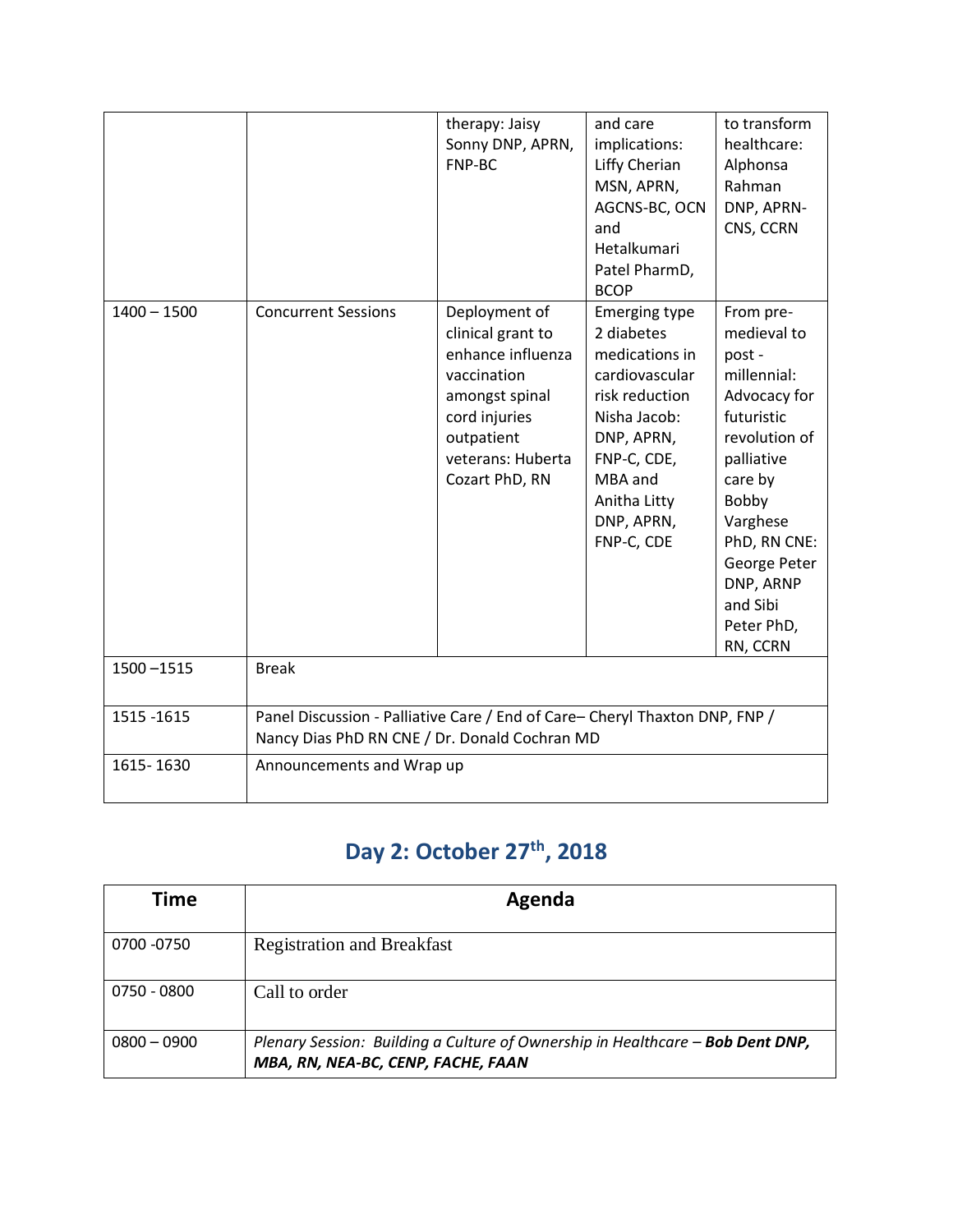|  |  | therapy: Jaisy Sonny DNP, APRN, FNP-BC | and care implications: Liffy Cherian MSN, APRN, AGCNS-BC, OCN and Hetalkumari Patel PharmD, BCOP | to transform healthcare: Alphonsa Rahman DNP, APRN-CNS, CCRN |
|---|---|---|---|---|
| 1400 – 1500 | Concurrent Sessions | Deployment of clinical grant to enhance influenza vaccination amongst spinal cord injuries outpatient veterans: Huberta Cozart PhD, RN | Emerging type 2 diabetes medications in cardiovascular risk reduction Nisha Jacob: DNP, APRN, FNP-C, CDE, MBA and Anitha Litty DNP, APRN, FNP-C, CDE | From pre-medieval to post - millennial: Advocacy for futuristic revolution of palliative care by Bobby Varghese PhD, RN CNE: George Peter DNP, ARNP and Sibi Peter PhD, RN, CCRN |
| 1500 –1515 | Break |  |  |  |
| 1515 -1615 | Panel Discussion - Palliative Care / End of Care– Cheryl Thaxton DNP, FNP / Nancy Dias PhD RN CNE / Dr. Donald Cochran MD |  |  |  |
| 1615- 1630 | Announcements and Wrap up |  |  |  |

## Day 2: October 27th, 2018

| Time | Agenda |
|---|---|
| 0700 -0750 | Registration and Breakfast |
| 0750 - 0800 | Call to order |
| 0800 – 0900 | *Plenary Session: Building a Culture of Ownership in Healthcare –* ***Bob Dent DNP, MBA, RN, NEA-BC, CENP, FACHE, FAAN*** |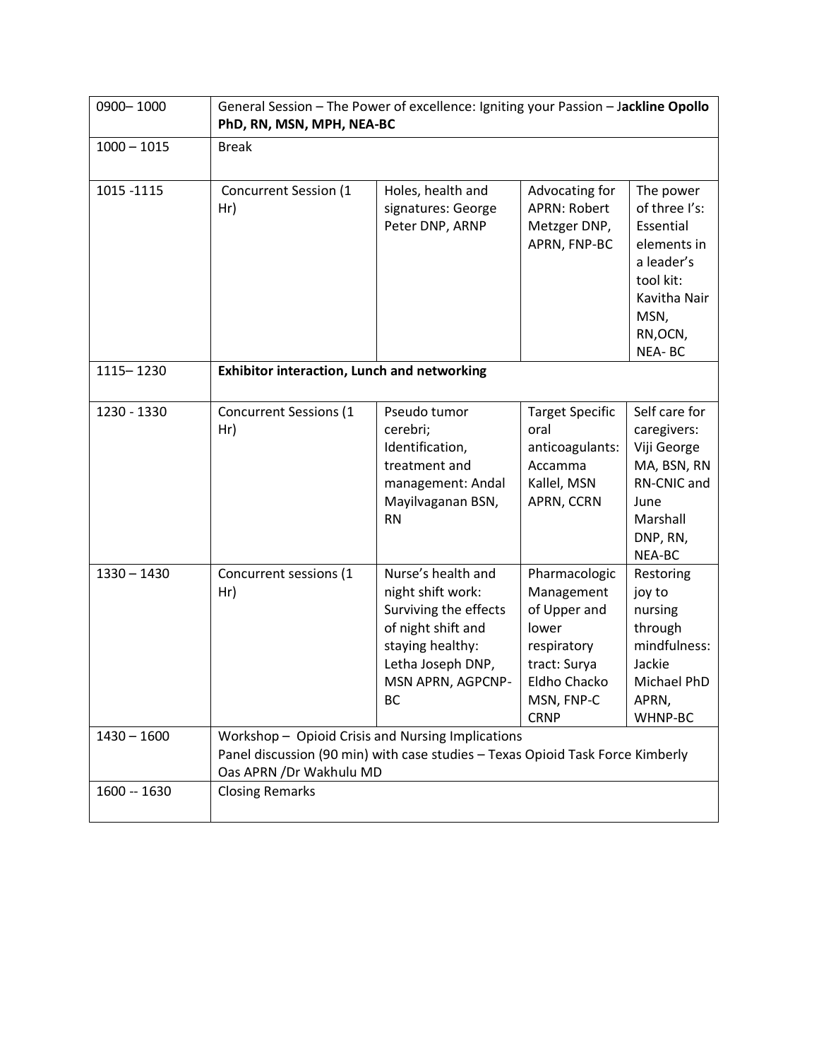| | | | | |
|---|---|---|---|---|
| 0900– 1000 | General Session – The Power of excellence: Igniting your Passion – J**ackline Opollo PhD, RN, MSN, MPH, NEA-BC** | | | |
| 1000 – 1015 | Break | | | |
| 1015 -1115 | Concurrent Session (1 Hr) | Holes, health and signatures: George Peter DNP, ARNP | Advocating for APRN: Robert Metzger DNP, APRN, FNP-BC | The power of three I's: Essential elements in a leader's tool kit: Kavitha Nair MSN, RN,OCN, NEA- BC |
| 1115– 1230 | **Exhibitor interaction, Lunch and networking** | | | |
| 1230 - 1330 | Concurrent Sessions (1 Hr) | Pseudo tumor cerebri; Identification, treatment and management: Andal Mayilvaganan BSN, RN | Target Specific oral anticoagulants: Accamma Kallel, MSN APRN, CCRN | Self care for caregivers: Viji George MA, BSN, RN RN-CNIC and June Marshall DNP, RN, NEA-BC |
| 1330 – 1430 | Concurrent sessions (1 Hr) | Nurse's health and night shift work: Surviving the effects of night shift and staying healthy: Letha Joseph DNP, MSN APRN, AGPCNP-BC | Pharmacologic Management of Upper and lower respiratory tract: Surya Eldho Chacko MSN, FNP-C CRNP | Restoring joy to nursing through mindfulness: Jackie Michael PhD APRN, WHNP-BC |
| 1430 – 1600 | Workshop – Opioid Crisis and Nursing Implications<br>Panel discussion (90 min) with case studies – Texas Opioid Task Force Kimberly Oas APRN /Dr Wakhulu MD | | | |
| 1600 -- 1630 | Closing Remarks | | | |